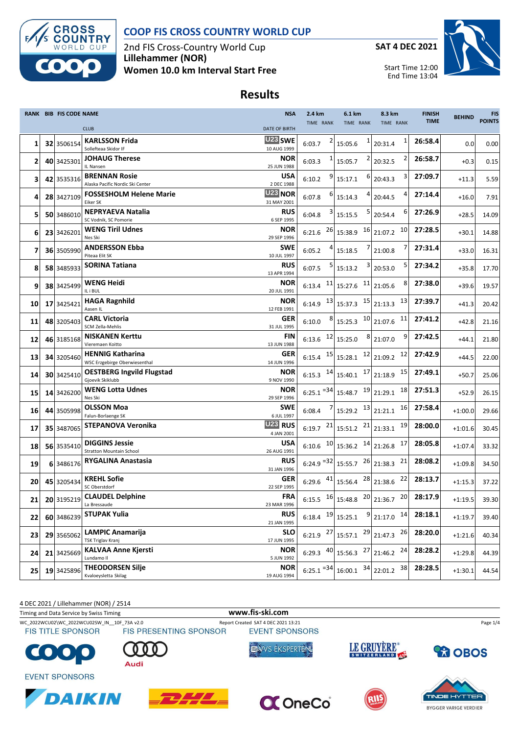# COOP FIS CROSS COUNTRY WORLD CUP

2nd FIS Cross-Country World Cup
**Lillehammer (NOR)**
**Women 10.0 km Interval Start Free**

**SAT 4 DEC 2021**

Start Time 12:00
End Time 13:04

## Results

| RANK | BIB | FIS CODE | NAME / CLUB | NSA / DATE OF BIRTH | 2.4 km TIME | RANK | 6.1 km TIME | RANK | 8.3 km TIME | RANK | FINISH TIME | BEHIND | FIS POINTS |
|---|---|---|---|---|---|---|---|---|---|---|---|---|---|
| 1 | 32 | 3506154 | **KARLSSON Frida** Sollefteaa Skidor IF | U23 SWE 10 AUG 1999 | 6:03.7 | 2 | 15:05.6 | 1 | 20:31.4 | 1 | 26:58.4 | 0.0 | 0.00 |
| 2 | 40 | 3425301 | **JOHAUG Therese** IL Nansen | NOR 25 JUN 1988 | 6:03.3 | 1 | 15:05.7 | 2 | 20:32.5 | 2 | 26:58.7 | +0.3 | 0.15 |
| 3 | 42 | 3535316 | **BRENNAN Rosie** Alaska Pacific Nordic Ski Center | USA 2 DEC 1988 | 6:10.2 | 9 | 15:17.1 | 6 | 20:43.3 | 3 | 27:09.7 | +11.3 | 5.59 |
| 4 | 28 | 3427109 | **FOSSESHOLM Helene Marie** Eiker SK | U23 NOR 31 MAY 2001 | 6:07.8 | 6 | 15:14.3 | 4 | 20:44.5 | 4 | 27:14.4 | +16.0 | 7.91 |
| 5 | 50 | 3486010 | **NEPRYAEVA Natalia** SC Vodnik, SC Pomorie | RUS 6 SEP 1995 | 6:04.8 | 3 | 15:15.5 | 5 | 20:54.4 | 6 | 27:26.9 | +28.5 | 14.09 |
| 6 | 23 | 3426201 | **WENG Tiril Udnes** Nes Ski | NOR 29 SEP 1996 | 6:21.6 | 26 | 15:38.9 | 16 | 21:07.2 | 10 | 27:28.5 | +30.1 | 14.88 |
| 7 | 36 | 3505990 | **ANDERSSON Ebba** Piteaa Elit SK | SWE 10 JUL 1997 | 6:05.2 | 4 | 15:18.5 | 7 | 21:00.8 | 7 | 27:31.4 | +33.0 | 16.31 |
| 8 | 58 | 3485933 | **SORINA Tatiana** | RUS 13 APR 1994 | 6:07.5 | 5 | 15:13.2 | 3 | 20:53.0 | 5 | 27:34.2 | +35.8 | 17.70 |
| 9 | 38 | 3425499 | **WENG Heidi** IL i BUL | NOR 20 JUL 1991 | 6:13.4 | 11 | 15:27.6 | 11 | 21:05.6 | 8 | 27:38.0 | +39.6 | 19.57 |
| 10 | 17 | 3425421 | **HAGA Ragnhild** Aasen IL | NOR 12 FEB 1991 | 6:14.9 | 13 | 15:37.3 | 15 | 21:13.3 | 13 | 27:39.7 | +41.3 | 20.42 |
| 11 | 48 | 3205403 | **CARL Victoria** SCM Zella-Mehlis | GER 31 JUL 1995 | 6:10.0 | 8 | 15:25.3 | 10 | 21:07.6 | 11 | 27:41.2 | +42.8 | 21.16 |
| 12 | 46 | 3185168 | **NISKANEN Kerttu** Vieremaen Koitto | FIN 13 JUN 1988 | 6:13.6 | 12 | 15:25.0 | 8 | 21:07.0 | 9 | 27:42.5 | +44.1 | 21.80 |
| 13 | 34 | 3205460 | **HENNIG Katharina** WSC Erzgebirge Oberwiesenthal | GER 14 JUN 1996 | 6:15.4 | 15 | 15:28.1 | 12 | 21:09.2 | 12 | 27:42.9 | +44.5 | 22.00 |
| 14 | 30 | 3425410 | **OESTBERG Ingvild Flugstad** Gjoevik Skiklubb | NOR 9 NOV 1990 | 6:15.3 | 14 | 15:40.1 | 17 | 21:18.9 | 15 | 27:49.1 | +50.7 | 25.06 |
| 15 | 14 | 3426200 | **WENG Lotta Udnes** Nes Ski | NOR 29 SEP 1996 | 6:25.1 | =34 | 15:48.7 | 19 | 21:29.1 | 18 | 27:51.3 | +52.9 | 26.15 |
| 16 | 44 | 3505998 | **OLSSON Moa** Falun-Borlaenge SK | SWE 6 JUL 1997 | 6:08.4 | 7 | 15:29.2 | 13 | 21:21.1 | 16 | 27:58.4 | +1:00.0 | 29.66 |
| 17 | 35 | 3487065 | **STEPANOVA Veronika** | U23 RUS 4 JAN 2001 | 6:19.7 | 21 | 15:51.2 | 21 | 21:33.1 | 19 | 28:00.0 | +1:01.6 | 30.45 |
| 18 | 56 | 3535410 | **DIGGINS Jessie** Stratton Mountain School | USA 26 AUG 1991 | 6:10.6 | 10 | 15:36.2 | 14 | 21:26.8 | 17 | 28:05.8 | +1:07.4 | 33.32 |
| 19 | 6 | 3486176 | **RYGALINA Anastasia** | RUS 31 JAN 1996 | 6:24.9 | =32 | 15:55.7 | 26 | 21:38.3 | 21 | 28:08.2 | +1:09.8 | 34.50 |
| 20 | 45 | 3205434 | **KREHL Sofie** SC Oberstdorf | GER 22 SEP 1995 | 6:29.6 | 41 | 15:56.4 | 28 | 21:38.6 | 22 | 28:13.7 | +1:15.3 | 37.22 |
| 21 | 20 | 3195219 | **CLAUDEL Delphine** La Bressaude | FRA 23 MAR 1996 | 6:15.5 | 16 | 15:48.8 | 20 | 21:36.7 | 20 | 28:17.9 | +1:19.5 | 39.30 |
| 22 | 60 | 3486239 | **STUPAK Yulia** | RUS 21 JAN 1995 | 6:18.4 | 19 | 15:25.1 | 9 | 21:17.0 | 14 | 28:18.1 | +1:19.7 | 39.40 |
| 23 | 29 | 3565062 | **LAMPIC Anamarija** TSK Triglav Kranj | SLO 17 JUN 1995 | 6:21.9 | 27 | 15:57.1 | 29 | 21:47.3 | 26 | 28:20.0 | +1:21.6 | 40.34 |
| 24 | 21 | 3425669 | **KALVAA Anne Kjersti** Lundamo Il | NOR 5 JUN 1992 | 6:29.3 | 40 | 15:56.3 | 27 | 21:46.2 | 24 | 28:28.2 | +1:29.8 | 44.39 |
| 25 | 19 | 3425896 | **THEODORSEN Silje** Kvaloeysletta Skilag | NOR 19 AUG 1994 | 6:25.1 | =34 | 16:00.1 | 34 | 22:01.2 | 38 | 28:28.5 | +1:30.1 | 44.54 |

4 DEC 2021 / Lillehammer (NOR) / 2514

Timing and Data Service by Swiss Timing

www.fis-ski.com

WC_2022WCU02\WC_2022WCU02SW_IN__10F_73A v2.0

Report Created SAT 4 DEC 2021 13:21

FIS TITLE SPONSOR — FIS PRESENTING SPONSOR — EVENT SPONSORS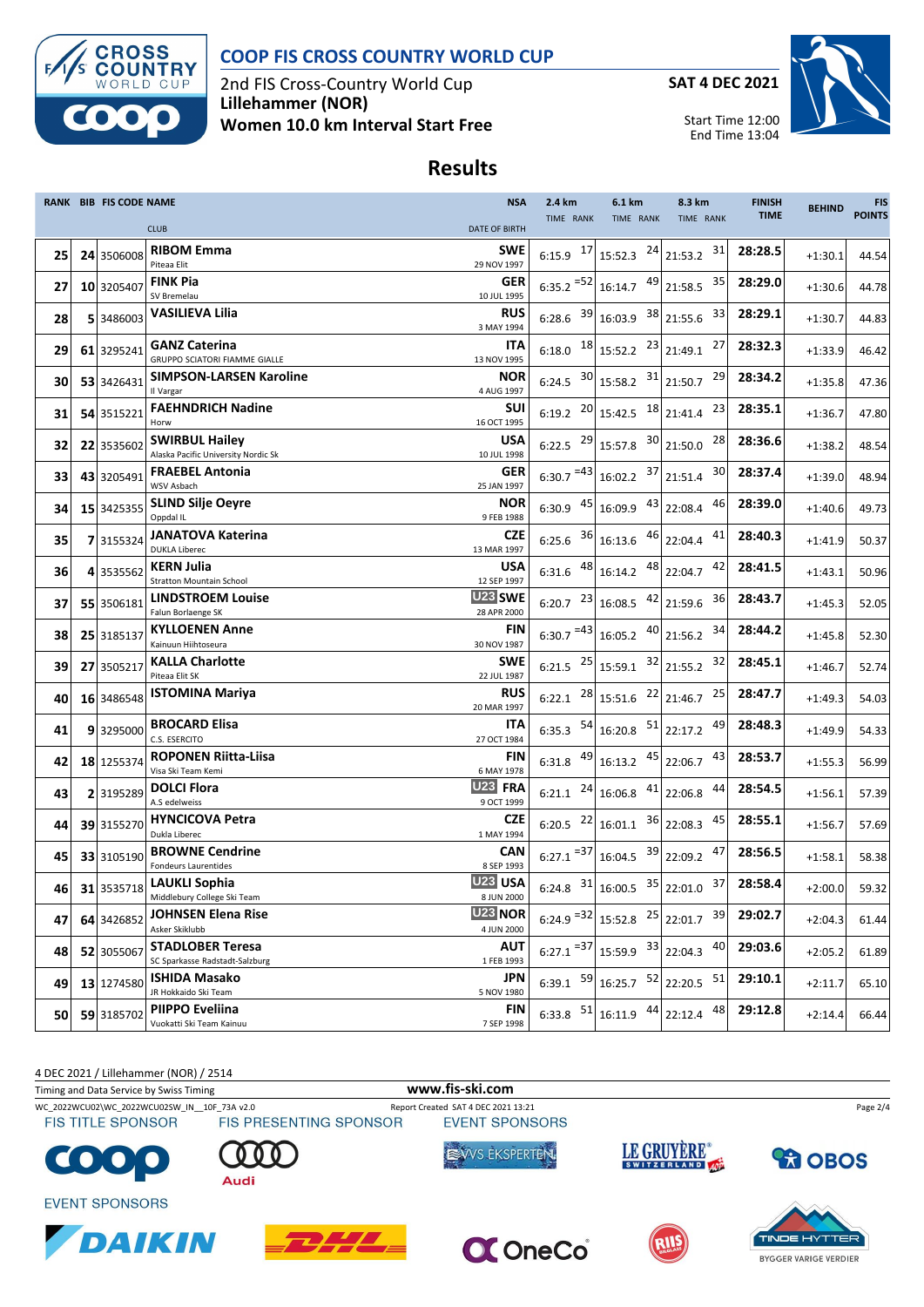# COOP FIS CROSS COUNTRY WORLD CUP

2nd FIS Cross-Country World Cup
**Lillehammer (NOR)**
**Women 10.0 km Interval Start Free**

**SAT 4 DEC 2021**

Start Time 12:00
End Time 13:04

## Results

| RANK | BIB | FIS CODE | NAME / CLUB | NSA / DATE OF BIRTH | 2.4 km TIME | RANK | 6.1 km TIME | RANK | 8.3 km TIME | RANK | FINISH TIME | BEHIND | FIS POINTS |
|---|---|---|---|---|---|---|---|---|---|---|---|---|---|
| 25 | 24 | 3506008 | **RIBOM Emma** Piteaa Elit | SWE 29 NOV 1997 | 6:15.9 | 17 | 15:52.3 | 24 | 21:53.2 | 31 | 28:28.5 | +1:30.1 | 44.54 |
| 27 | 10 | 3205407 | **FINK Pia** SV Bremelau | GER 10 JUL 1995 | 6:35.2 | =52 | 16:14.7 | 49 | 21:58.5 | 35 | 28:29.0 | +1:30.6 | 44.78 |
| 28 | 5 | 3486003 | **VASILIEVA Lilia** | RUS 3 MAY 1994 | 6:28.6 | 39 | 16:03.9 | 38 | 21:55.6 | 33 | 28:29.1 | +1:30.7 | 44.83 |
| 29 | 61 | 3295241 | **GANZ Caterina** GRUPPO SCIATORI FIAMME GIALLE | ITA 13 NOV 1995 | 6:18.0 | 18 | 15:52.2 | 23 | 21:49.1 | 27 | 28:32.3 | +1:33.9 | 46.42 |
| 30 | 53 | 3426431 | **SIMPSON-LARSEN Karoline** Il Vargar | NOR 4 AUG 1997 | 6:24.5 | 30 | 15:58.2 | 31 | 21:50.7 | 29 | 28:34.2 | +1:35.8 | 47.36 |
| 31 | 54 | 3515221 | **FAEHNDRICH Nadine** Horw | SUI 16 OCT 1995 | 6:19.2 | 20 | 15:42.5 | 18 | 21:41.4 | 23 | 28:35.1 | +1:36.7 | 47.80 |
| 32 | 22 | 3535602 | **SWIRBUL Hailey** Alaska Pacific University Nordic Sk | USA 10 JUL 1998 | 6:22.5 | 29 | 15:57.8 | 30 | 21:50.0 | 28 | 28:36.6 | +1:38.2 | 48.54 |
| 33 | 43 | 3205491 | **FRAEBEL Antonia** WSV Asbach | GER 25 JAN 1997 | 6:30.7 | =43 | 16:02.2 | 37 | 21:51.4 | 30 | 28:37.4 | +1:39.0 | 48.94 |
| 34 | 15 | 3425355 | **SLIND Silje Oeyre** Oppdal IL | NOR 9 FEB 1988 | 6:30.9 | 45 | 16:09.9 | 43 | 22:08.4 | 46 | 28:39.0 | +1:40.6 | 49.73 |
| 35 | 7 | 3155324 | **JANATOVA Katerina** DUKLA Liberec | CZE 13 MAR 1997 | 6:25.6 | 36 | 16:13.6 | 46 | 22:04.4 | 41 | 28:40.3 | +1:41.9 | 50.37 |
| 36 | 4 | 3535562 | **KERN Julia** Stratton Mountain School | USA 12 SEP 1997 | 6:31.6 | 48 | 16:14.2 | 48 | 22:04.7 | 42 | 28:41.5 | +1:43.1 | 50.96 |
| 37 | 55 | 3506181 | **LINDSTROEM Louise** Falun Borlaenge SK | U23 SWE 28 APR 2000 | 6:20.7 | 23 | 16:08.5 | 42 | 21:59.6 | 36 | 28:43.7 | +1:45.3 | 52.05 |
| 38 | 25 | 3185137 | **KYLLOENEN Anne** Kainuun Hiihtoseura | FIN 30 NOV 1987 | 6:30.7 | =43 | 16:05.2 | 40 | 21:56.2 | 34 | 28:44.2 | +1:45.8 | 52.30 |
| 39 | 27 | 3505217 | **KALLA Charlotte** Piteaa Elit SK | SWE 22 JUL 1987 | 6:21.5 | 25 | 15:59.1 | 32 | 21:55.2 | 32 | 28:45.1 | +1:46.7 | 52.74 |
| 40 | 16 | 3486548 | **ISTOMINA Mariya** | RUS 20 MAR 1997 | 6:22.1 | 28 | 15:51.6 | 22 | 21:46.7 | 25 | 28:47.7 | +1:49.3 | 54.03 |
| 41 | 9 | 3295000 | **BROCARD Elisa** C.S. ESERCITO | ITA 27 OCT 1984 | 6:35.3 | 54 | 16:20.8 | 51 | 22:17.2 | 49 | 28:48.3 | +1:49.9 | 54.33 |
| 42 | 18 | 1255374 | **ROPONEN Riitta-Liisa** Visa Ski Team Kemi | FIN 6 MAY 1978 | 6:31.8 | 49 | 16:13.2 | 45 | 22:06.7 | 43 | 28:53.7 | +1:55.3 | 56.99 |
| 43 | 2 | 3195289 | **DOLCI Flora** A.S edelweiss | U23 FRA 9 OCT 1999 | 6:21.1 | 24 | 16:06.8 | 41 | 22:06.8 | 44 | 28:54.5 | +1:56.1 | 57.39 |
| 44 | 39 | 3155270 | **HYNCICOVA Petra** Dukla Liberec | CZE 1 MAY 1994 | 6:20.5 | 22 | 16:01.1 | 36 | 22:08.3 | 45 | 28:55.1 | +1:56.7 | 57.69 |
| 45 | 33 | 3105190 | **BROWNE Cendrine** Fondeurs Laurentides | CAN 8 SEP 1993 | 6:27.1 | =37 | 16:04.5 | 39 | 22:09.2 | 47 | 28:56.5 | +1:58.1 | 58.38 |
| 46 | 31 | 3535718 | **LAUKLI Sophia** Middlebury College Ski Team | U23 USA 8 JUN 2000 | 6:24.8 | 31 | 16:00.5 | 35 | 22:01.0 | 37 | 28:58.4 | +2:00.0 | 59.32 |
| 47 | 64 | 3426852 | **JOHNSEN Elena Rise** Asker Skiklubb | U23 NOR 4 JUN 2000 | 6:24.9 | =32 | 15:52.8 | 25 | 22:01.7 | 39 | 29:02.7 | +2:04.3 | 61.44 |
| 48 | 52 | 3055067 | **STADLOBER Teresa** SC Sparkasse Radstadt-Salzburg | AUT 1 FEB 1993 | 6:27.1 | =37 | 15:59.9 | 33 | 22:04.3 | 40 | 29:03.6 | +2:05.2 | 61.89 |
| 49 | 13 | 1274580 | **ISHIDA Masako** JR Hokkaido Ski Team | JPN 5 NOV 1980 | 6:39.1 | 59 | 16:25.7 | 52 | 22:20.5 | 51 | 29:10.1 | +2:11.7 | 65.10 |
| 50 | 59 | 3185702 | **PIIPPO Eveliina** Vuokatti Ski Team Kainuu | FIN 7 SEP 1998 | 6:33.8 | 51 | 16:11.9 | 44 | 22:12.4 | 48 | 29:12.8 | +2:14.4 | 66.44 |

4 DEC 2021 / Lillehammer (NOR) / 2514
Timing and Data Service by Swiss Timing
www.fis-ski.com
WC_2022WCU02\WC_2022WCU02SW_IN__10F_73A v2.0
Report Created SAT 4 DEC 2021 13:21

FIS TITLE SPONSOR: COOP
FIS PRESENTING SPONSOR: Audi
EVENT SPONSORS: VVS EKSPERTEN, LE GRUYÈRE SWITZERLAND AOP, OBOS, DAIKIN, DHL, OneCo, RUIS, TINDE HYTTER BYGGER VARIGE VERDIER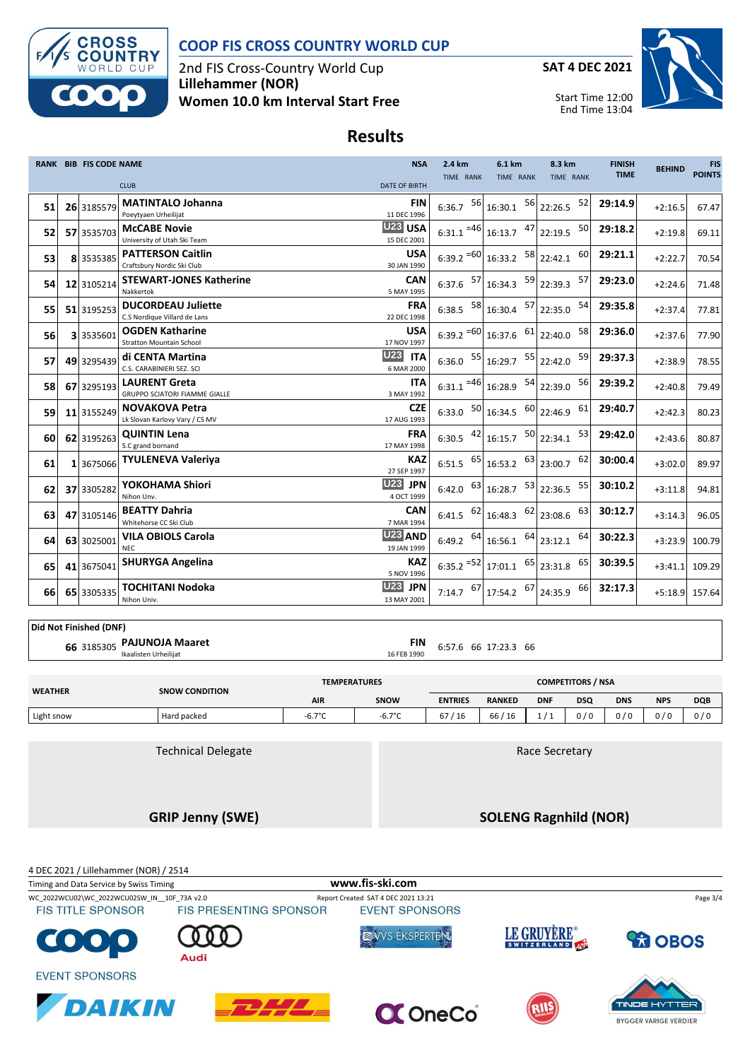# COOP FIS CROSS COUNTRY WORLD CUP

2nd FIS Cross-Country World Cup
**Lillehammer (NOR)**
**Women 10.0 km Interval Start Free**

**SAT 4 DEC 2021**

Start Time 12:00
End Time 13:04

## Results

| RANK | BIB | FIS CODE | NAME / CLUB | | NSA / DATE OF BIRTH | 2.4 km TIME | RANK | 6.1 km TIME | RANK | 8.3 km TIME | RANK | FINISH TIME | BEHIND | FIS POINTS |
|---|---|---|---|---|---|---|---|---|---|---|---|---|---|---|
| 51 | 26 | 3185579 | MATINTALO Johanna / Poeytyaen Urheilijat | | FIN / 11 DEC 1996 | 6:36.7 | 56 | 16:30.1 | 56 | 22:26.5 | 52 | 29:14.9 | +2:16.5 | 67.47 |
| 52 | 57 | 3535703 | McCABE Novie / University of Utah Ski Team | U23 | USA / 15 DEC 2001 | 6:31.1 | =46 | 16:13.7 | 47 | 22:19.5 | 50 | 29:18.2 | +2:19.8 | 69.11 |
| 53 | 8 | 3535385 | PATTERSON Caitlin / Craftsbury Nordic Ski Club | | USA / 30 JAN 1990 | 6:39.2 | =60 | 16:33.2 | 58 | 22:42.1 | 60 | 29:21.1 | +2:22.7 | 70.54 |
| 54 | 12 | 3105214 | STEWART-JONES Katherine / Nakkertok | | CAN / 5 MAY 1995 | 6:37.6 | 57 | 16:34.3 | 59 | 22:39.3 | 57 | 29:23.0 | +2:24.6 | 71.48 |
| 55 | 51 | 3195253 | DUCORDEAU Juliette / C.S Nordique Villard de Lans | | FRA / 22 DEC 1998 | 6:38.5 | 58 | 16:30.4 | 57 | 22:35.0 | 54 | 29:35.8 | +2:37.4 | 77.81 |
| 56 | 3 | 3535601 | OGDEN Katharine / Stratton Mountain School | | USA / 17 NOV 1997 | 6:39.2 | =60 | 16:37.6 | 61 | 22:40.0 | 58 | 29:36.0 | +2:37.6 | 77.90 |
| 57 | 49 | 3295439 | di CENTA Martina / C.S. CARABINIERI SEZ. SCI | U23 | ITA / 6 MAR 2000 | 6:36.0 | 55 | 16:29.7 | 55 | 22:42.0 | 59 | 29:37.3 | +2:38.9 | 78.55 |
| 58 | 67 | 3295193 | LAURENT Greta / GRUPPO SCIATORI FIAMME GIALLE | | ITA / 3 MAY 1992 | 6:31.1 | =46 | 16:28.9 | 54 | 22:39.0 | 56 | 29:39.2 | +2:40.8 | 79.49 |
| 59 | 11 | 3155249 | NOVAKOVA Petra / Lk Slovan Karlovy Vary / CS MV | | CZE / 17 AUG 1993 | 6:33.0 | 50 | 16:34.5 | 60 | 22:46.9 | 61 | 29:40.7 | +2:42.3 | 80.23 |
| 60 | 62 | 3195263 | QUINTIN Lena / S.C grand bornand | | FRA / 17 MAY 1998 | 6:30.5 | 42 | 16:15.7 | 50 | 22:34.1 | 53 | 29:42.0 | +2:43.6 | 80.87 |
| 61 | 1 | 3675066 | TYULENEVA Valeriya | | KAZ / 27 SEP 1997 | 6:51.5 | 65 | 16:53.2 | 63 | 23:00.7 | 62 | 30:00.4 | +3:02.0 | 89.97 |
| 62 | 37 | 3305282 | YOKOHAMA Shiori / Nihon Unv. | U23 | JPN / 4 OCT 1999 | 6:42.0 | 63 | 16:28.7 | 53 | 22:36.5 | 55 | 30:10.2 | +3:11.8 | 94.81 |
| 63 | 47 | 3105146 | BEATTY Dahria / Whitehorse CC Ski Club | | CAN / 7 MAR 1994 | 6:41.5 | 62 | 16:48.3 | 62 | 23:08.6 | 63 | 30:12.7 | +3:14.3 | 96.05 |
| 64 | 63 | 3025001 | VILA OBIOLS Carola / NEC | U23 | AND / 19 JAN 1999 | 6:49.2 | 64 | 16:56.1 | 64 | 23:12.1 | 64 | 30:22.3 | +3:23.9 | 100.79 |
| 65 | 41 | 3675041 | SHURYGA Angelina | | KAZ / 5 NOV 1996 | 6:35.2 | =52 | 17:01.1 | 65 | 23:31.8 | 65 | 30:39.5 | +3:41.1 | 109.29 |
| 66 | 65 | 3305335 | TOCHITANI Nodoka / Nihon Univ. | U23 | JPN / 13 MAY 2001 | 7:14.7 | 67 | 17:54.2 | 67 | 24:35.9 | 66 | 32:17.3 | +5:18.9 | 157.64 |

**Did Not Finished (DNF)**

| BIB | FIS CODE | NAME / CLUB | NSA / DATE OF BIRTH | 2.4 km TIME | RANK | 6.1 km TIME | RANK |
|---|---|---|---|---|---|---|---|
| 66 | 3185305 | PAJUNOJA Maaret / Ikaalisten Urheilijat | FIN / 16 FEB 1990 | 6:57.6 | 66 | 17:23.3 | 66 |

| WEATHER | SNOW CONDITION | TEMPERATURES AIR | TEMPERATURES SNOW | ENTRIES | RANKED | DNF | DSQ | DNS | NPS | DQB |
|---|---|---|---|---|---|---|---|---|---|---|
| Light snow | Hard packed | -6.7°C | -6.7°C | 67 / 16 | 66 / 16 | 1 / 1 | 0 / 0 | 0 / 0 | 0 / 0 | 0 / 0 |

| Technical Delegate | Race Secretary |
|---|---|
| GRIP Jenny (SWE) | SOLENG Ragnhild (NOR) |

4 DEC 2021 / Lillehammer (NOR) / 2514
Timing and Data Service by Swiss Timing
www.fis-ski.com
WC_2022WCU02\WC_2022WCU02SW_IN__10F_73A v2.0
Report Created SAT 4 DEC 2021 13:21

FIS TITLE SPONSOR · FIS PRESENTING SPONSOR · EVENT SPONSORS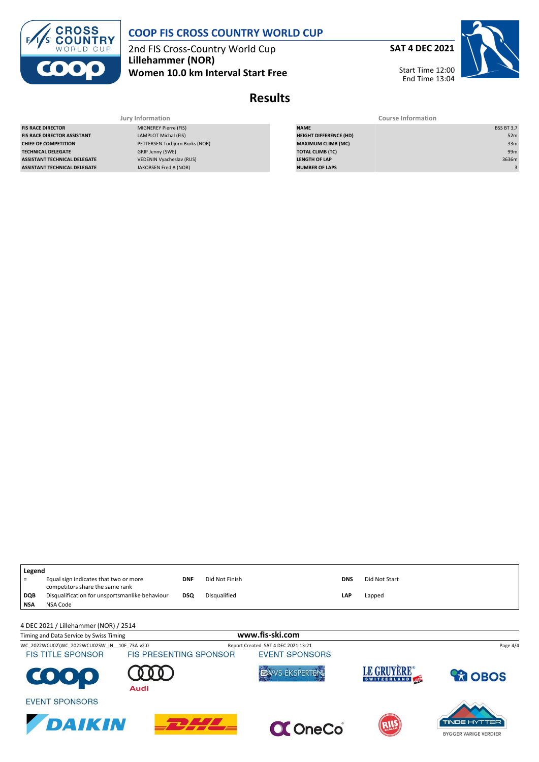# COOP FIS CROSS COUNTRY WORLD CUP

2nd FIS Cross-Country World Cup

**Lillehammer (NOR)**

**Women 10.0 km Interval Start Free**

**SAT 4 DEC 2021**

Start Time 12:00
End Time 13:04

## Results

**Jury Information**

| | |
|---|---|
| **FIS RACE DIRECTOR** | MIGNEREY Pierre (FIS) |
| **FIS RACE DIRECTOR ASSISTANT** | LAMPLOT Michal (FIS) |
| **CHIEF OF COMPETITION** | PETTERSEN Torbjorn Broks (NOR) |
| **TECHNICAL DELEGATE** | GRIP Jenny (SWE) |
| **ASSISTANT TECHNICAL DELEGATE** | VEDENIN Vyacheslav (RUS) |
| **ASSISTANT TECHNICAL DELEGATE** | JAKOBSEN Fred A (NOR) |

**Course Information**

| | |
|---|---|
| **NAME** | BSS BT 3,7 |
| **HEIGHT DIFFERENCE (HD)** | 52m |
| **MAXIMUM CLIMB (MC)** | 33m |
| **TOTAL CLIMB (TC)** | 99m |
| **LENGTH OF LAP** | 3636m |
| **NUMBER OF LAPS** | 3 |

**Legend**

| | | | | | |
|---|---|---|---|---|---|
| = | Equal sign indicates that two or more competitors share the same rank | **DNF** | Did Not Finish | **DNS** | Did Not Start |
| **DQB** | Disqualification for unsportsmanlike behaviour | **DSQ** | Disqualified | **LAP** | Lapped |
| **NSA** | NSA Code | | | | |

4 DEC 2021 / Lillehammer (NOR) / 2514

Timing and Data Service by Swiss Timing

www.fis-ski.com

WC_2022WCU02\WC_2022WCU02SW_IN__10F_73A v2.0

Report Created SAT 4 DEC 2021 13:21

FIS TITLE SPONSOR — FIS PRESENTING SPONSOR — EVENT SPONSORS

EVENT SPONSORS